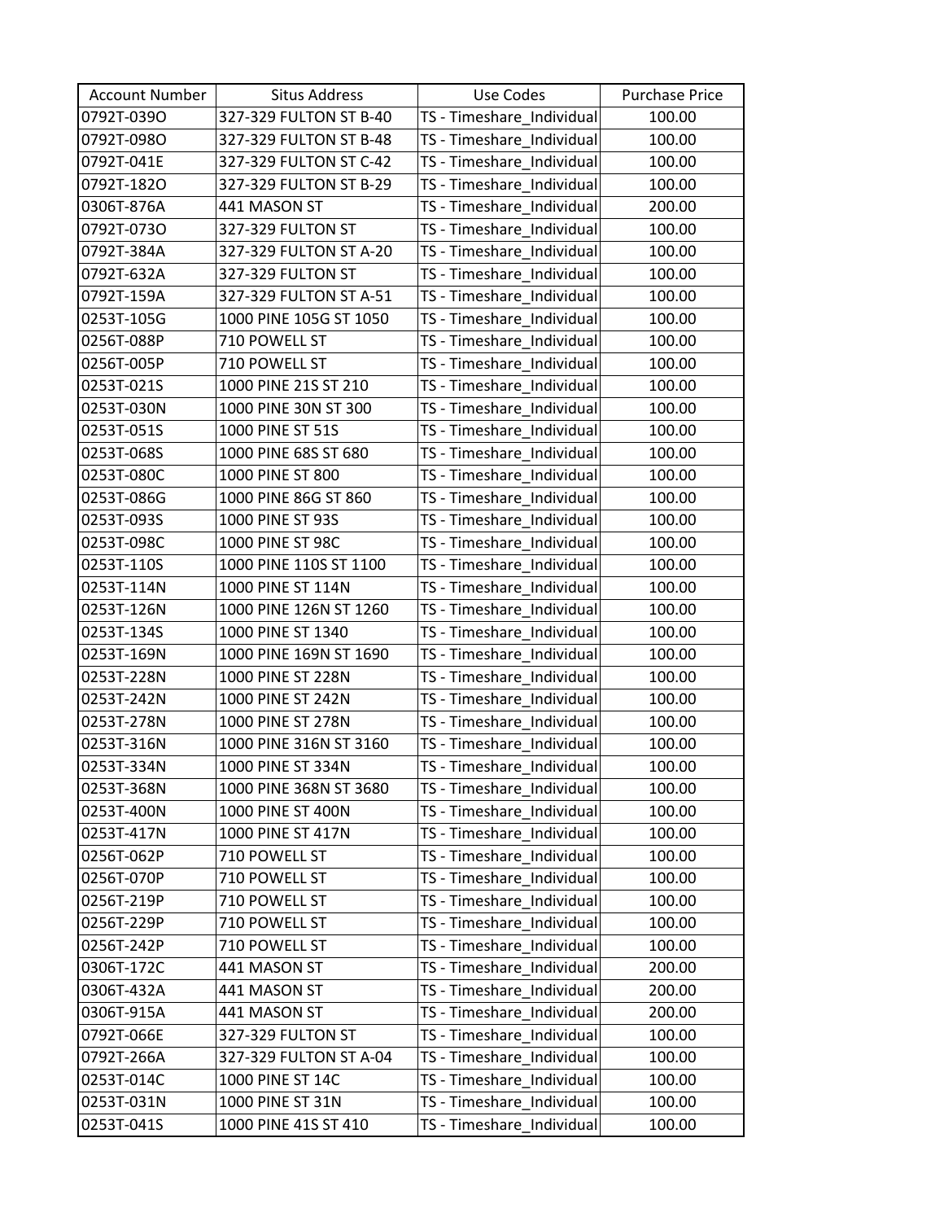| Account Number | Situs Address | Use Codes | Purchase Price |
|---|---|---|---|
| 0792T-039O | 327-329 FULTON ST B-40 | TS - Timeshare_Individual | 100.00 |
| 0792T-098O | 327-329 FULTON ST B-48 | TS - Timeshare_Individual | 100.00 |
| 0792T-041E | 327-329 FULTON ST C-42 | TS - Timeshare_Individual | 100.00 |
| 0792T-182O | 327-329 FULTON ST B-29 | TS - Timeshare_Individual | 100.00 |
| 0306T-876A | 441 MASON ST | TS - Timeshare_Individual | 200.00 |
| 0792T-073O | 327-329 FULTON ST | TS - Timeshare_Individual | 100.00 |
| 0792T-384A | 327-329 FULTON ST A-20 | TS - Timeshare_Individual | 100.00 |
| 0792T-632A | 327-329 FULTON ST | TS - Timeshare_Individual | 100.00 |
| 0792T-159A | 327-329 FULTON ST A-51 | TS - Timeshare_Individual | 100.00 |
| 0253T-105G | 1000 PINE 105G ST 1050 | TS - Timeshare_Individual | 100.00 |
| 0256T-088P | 710 POWELL ST | TS - Timeshare_Individual | 100.00 |
| 0256T-005P | 710 POWELL ST | TS - Timeshare_Individual | 100.00 |
| 0253T-021S | 1000 PINE 21S ST 210 | TS - Timeshare_Individual | 100.00 |
| 0253T-030N | 1000 PINE 30N ST 300 | TS - Timeshare_Individual | 100.00 |
| 0253T-051S | 1000 PINE ST 51S | TS - Timeshare_Individual | 100.00 |
| 0253T-068S | 1000 PINE 68S ST 680 | TS - Timeshare_Individual | 100.00 |
| 0253T-080C | 1000 PINE ST 800 | TS - Timeshare_Individual | 100.00 |
| 0253T-086G | 1000 PINE 86G ST 860 | TS - Timeshare_Individual | 100.00 |
| 0253T-093S | 1000 PINE ST 93S | TS - Timeshare_Individual | 100.00 |
| 0253T-098C | 1000 PINE ST 98C | TS - Timeshare_Individual | 100.00 |
| 0253T-110S | 1000 PINE 110S ST 1100 | TS - Timeshare_Individual | 100.00 |
| 0253T-114N | 1000 PINE ST 114N | TS - Timeshare_Individual | 100.00 |
| 0253T-126N | 1000 PINE 126N ST 1260 | TS - Timeshare_Individual | 100.00 |
| 0253T-134S | 1000 PINE ST 1340 | TS - Timeshare_Individual | 100.00 |
| 0253T-169N | 1000 PINE 169N ST 1690 | TS - Timeshare_Individual | 100.00 |
| 0253T-228N | 1000 PINE ST 228N | TS - Timeshare_Individual | 100.00 |
| 0253T-242N | 1000 PINE ST 242N | TS - Timeshare_Individual | 100.00 |
| 0253T-278N | 1000 PINE ST 278N | TS - Timeshare_Individual | 100.00 |
| 0253T-316N | 1000 PINE 316N ST 3160 | TS - Timeshare_Individual | 100.00 |
| 0253T-334N | 1000 PINE ST 334N | TS - Timeshare_Individual | 100.00 |
| 0253T-368N | 1000 PINE 368N ST 3680 | TS - Timeshare_Individual | 100.00 |
| 0253T-400N | 1000 PINE ST 400N | TS - Timeshare_Individual | 100.00 |
| 0253T-417N | 1000 PINE ST 417N | TS - Timeshare_Individual | 100.00 |
| 0256T-062P | 710 POWELL ST | TS - Timeshare_Individual | 100.00 |
| 0256T-070P | 710 POWELL ST | TS - Timeshare_Individual | 100.00 |
| 0256T-219P | 710 POWELL ST | TS - Timeshare_Individual | 100.00 |
| 0256T-229P | 710 POWELL ST | TS - Timeshare_Individual | 100.00 |
| 0256T-242P | 710 POWELL ST | TS - Timeshare_Individual | 100.00 |
| 0306T-172C | 441 MASON ST | TS - Timeshare_Individual | 200.00 |
| 0306T-432A | 441 MASON ST | TS - Timeshare_Individual | 200.00 |
| 0306T-915A | 441 MASON ST | TS - Timeshare_Individual | 200.00 |
| 0792T-066E | 327-329 FULTON ST | TS - Timeshare_Individual | 100.00 |
| 0792T-266A | 327-329 FULTON ST A-04 | TS - Timeshare_Individual | 100.00 |
| 0253T-014C | 1000 PINE ST 14C | TS - Timeshare_Individual | 100.00 |
| 0253T-031N | 1000 PINE ST 31N | TS - Timeshare_Individual | 100.00 |
| 0253T-041S | 1000 PINE 41S ST 410 | TS - Timeshare_Individual | 100.00 |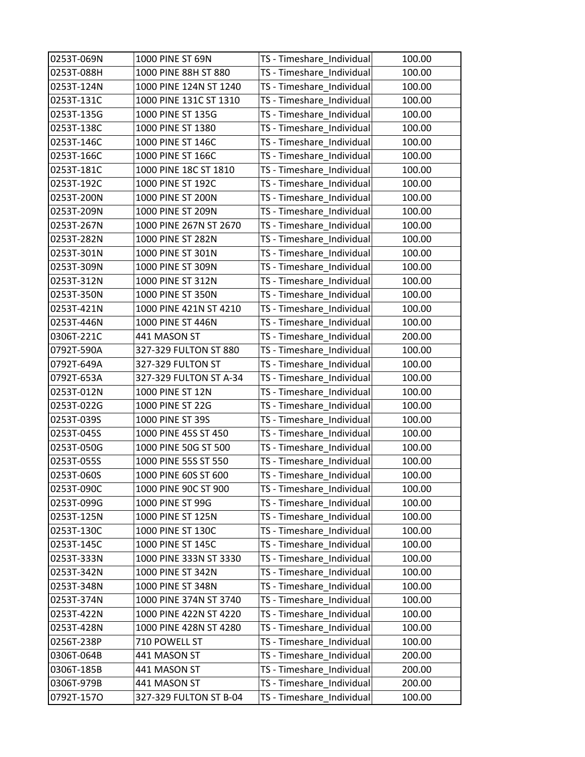| | | | |
|---|---|---|---|
| 0253T-069N | 1000 PINE ST 69N | TS - Timeshare_Individual | 100.00 |
| 0253T-088H | 1000 PINE 88H ST 880 | TS - Timeshare_Individual | 100.00 |
| 0253T-124N | 1000 PINE 124N ST 1240 | TS - Timeshare_Individual | 100.00 |
| 0253T-131C | 1000 PINE 131C ST 1310 | TS - Timeshare_Individual | 100.00 |
| 0253T-135G | 1000 PINE ST 135G | TS - Timeshare_Individual | 100.00 |
| 0253T-138C | 1000 PINE ST 1380 | TS - Timeshare_Individual | 100.00 |
| 0253T-146C | 1000 PINE ST 146C | TS - Timeshare_Individual | 100.00 |
| 0253T-166C | 1000 PINE ST 166C | TS - Timeshare_Individual | 100.00 |
| 0253T-181C | 1000 PINE 18C ST 1810 | TS - Timeshare_Individual | 100.00 |
| 0253T-192C | 1000 PINE ST 192C | TS - Timeshare_Individual | 100.00 |
| 0253T-200N | 1000 PINE ST 200N | TS - Timeshare_Individual | 100.00 |
| 0253T-209N | 1000 PINE ST 209N | TS - Timeshare_Individual | 100.00 |
| 0253T-267N | 1000 PINE 267N ST 2670 | TS - Timeshare_Individual | 100.00 |
| 0253T-282N | 1000 PINE ST 282N | TS - Timeshare_Individual | 100.00 |
| 0253T-301N | 1000 PINE ST 301N | TS - Timeshare_Individual | 100.00 |
| 0253T-309N | 1000 PINE ST 309N | TS - Timeshare_Individual | 100.00 |
| 0253T-312N | 1000 PINE ST 312N | TS - Timeshare_Individual | 100.00 |
| 0253T-350N | 1000 PINE ST 350N | TS - Timeshare_Individual | 100.00 |
| 0253T-421N | 1000 PINE 421N ST 4210 | TS - Timeshare_Individual | 100.00 |
| 0253T-446N | 1000 PINE ST 446N | TS - Timeshare_Individual | 100.00 |
| 0306T-221C | 441 MASON ST | TS - Timeshare_Individual | 200.00 |
| 0792T-590A | 327-329 FULTON ST 880 | TS - Timeshare_Individual | 100.00 |
| 0792T-649A | 327-329 FULTON ST | TS - Timeshare_Individual | 100.00 |
| 0792T-653A | 327-329 FULTON ST A-34 | TS - Timeshare_Individual | 100.00 |
| 0253T-012N | 1000 PINE ST 12N | TS - Timeshare_Individual | 100.00 |
| 0253T-022G | 1000 PINE ST 22G | TS - Timeshare_Individual | 100.00 |
| 0253T-039S | 1000 PINE ST 39S | TS - Timeshare_Individual | 100.00 |
| 0253T-045S | 1000 PINE 45S ST 450 | TS - Timeshare_Individual | 100.00 |
| 0253T-050G | 1000 PINE 50G ST 500 | TS - Timeshare_Individual | 100.00 |
| 0253T-055S | 1000 PINE 55S ST 550 | TS - Timeshare_Individual | 100.00 |
| 0253T-060S | 1000 PINE 60S ST 600 | TS - Timeshare_Individual | 100.00 |
| 0253T-090C | 1000 PINE 90C ST 900 | TS - Timeshare_Individual | 100.00 |
| 0253T-099G | 1000 PINE ST 99G | TS - Timeshare_Individual | 100.00 |
| 0253T-125N | 1000 PINE ST 125N | TS - Timeshare_Individual | 100.00 |
| 0253T-130C | 1000 PINE ST 130C | TS - Timeshare_Individual | 100.00 |
| 0253T-145C | 1000 PINE ST 145C | TS - Timeshare_Individual | 100.00 |
| 0253T-333N | 1000 PINE 333N ST 3330 | TS - Timeshare_Individual | 100.00 |
| 0253T-342N | 1000 PINE ST 342N | TS - Timeshare_Individual | 100.00 |
| 0253T-348N | 1000 PINE ST 348N | TS - Timeshare_Individual | 100.00 |
| 0253T-374N | 1000 PINE 374N ST 3740 | TS - Timeshare_Individual | 100.00 |
| 0253T-422N | 1000 PINE 422N ST 4220 | TS - Timeshare_Individual | 100.00 |
| 0253T-428N | 1000 PINE 428N ST 4280 | TS - Timeshare_Individual | 100.00 |
| 0256T-238P | 710 POWELL ST | TS - Timeshare_Individual | 100.00 |
| 0306T-064B | 441 MASON ST | TS - Timeshare_Individual | 200.00 |
| 0306T-185B | 441 MASON ST | TS - Timeshare_Individual | 200.00 |
| 0306T-979B | 441 MASON ST | TS - Timeshare_Individual | 200.00 |
| 0792T-157O | 327-329 FULTON ST B-04 | TS - Timeshare_Individual | 100.00 |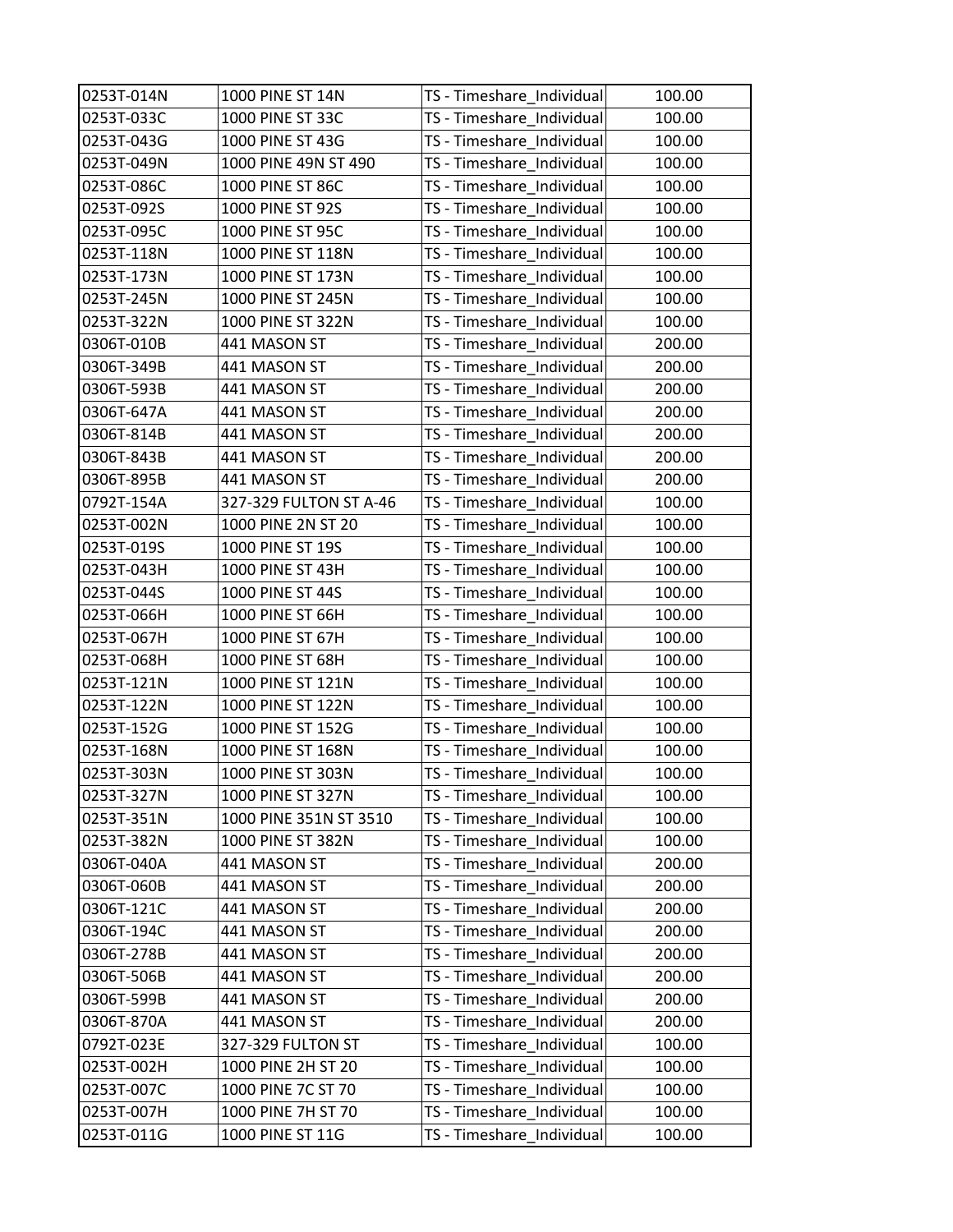| 0253T-014N | 1000 PINE ST 14N | TS - Timeshare_Individual | 100.00 |
|---|---|---|---|
| 0253T-033C | 1000 PINE ST 33C | TS - Timeshare_Individual | 100.00 |
| 0253T-043G | 1000 PINE ST 43G | TS - Timeshare_Individual | 100.00 |
| 0253T-049N | 1000 PINE 49N ST 490 | TS - Timeshare_Individual | 100.00 |
| 0253T-086C | 1000 PINE ST 86C | TS - Timeshare_Individual | 100.00 |
| 0253T-092S | 1000 PINE ST 92S | TS - Timeshare_Individual | 100.00 |
| 0253T-095C | 1000 PINE ST 95C | TS - Timeshare_Individual | 100.00 |
| 0253T-118N | 1000 PINE ST 118N | TS - Timeshare_Individual | 100.00 |
| 0253T-173N | 1000 PINE ST 173N | TS - Timeshare_Individual | 100.00 |
| 0253T-245N | 1000 PINE ST 245N | TS - Timeshare_Individual | 100.00 |
| 0253T-322N | 1000 PINE ST 322N | TS - Timeshare_Individual | 100.00 |
| 0306T-010B | 441 MASON ST | TS - Timeshare_Individual | 200.00 |
| 0306T-349B | 441 MASON ST | TS - Timeshare_Individual | 200.00 |
| 0306T-593B | 441 MASON ST | TS - Timeshare_Individual | 200.00 |
| 0306T-647A | 441 MASON ST | TS - Timeshare_Individual | 200.00 |
| 0306T-814B | 441 MASON ST | TS - Timeshare_Individual | 200.00 |
| 0306T-843B | 441 MASON ST | TS - Timeshare_Individual | 200.00 |
| 0306T-895B | 441 MASON ST | TS - Timeshare_Individual | 200.00 |
| 0792T-154A | 327-329 FULTON ST A-46 | TS - Timeshare_Individual | 100.00 |
| 0253T-002N | 1000 PINE 2N ST 20 | TS - Timeshare_Individual | 100.00 |
| 0253T-019S | 1000 PINE ST 19S | TS - Timeshare_Individual | 100.00 |
| 0253T-043H | 1000 PINE ST 43H | TS - Timeshare_Individual | 100.00 |
| 0253T-044S | 1000 PINE ST 44S | TS - Timeshare_Individual | 100.00 |
| 0253T-066H | 1000 PINE ST 66H | TS - Timeshare_Individual | 100.00 |
| 0253T-067H | 1000 PINE ST 67H | TS - Timeshare_Individual | 100.00 |
| 0253T-068H | 1000 PINE ST 68H | TS - Timeshare_Individual | 100.00 |
| 0253T-121N | 1000 PINE ST 121N | TS - Timeshare_Individual | 100.00 |
| 0253T-122N | 1000 PINE ST 122N | TS - Timeshare_Individual | 100.00 |
| 0253T-152G | 1000 PINE ST 152G | TS - Timeshare_Individual | 100.00 |
| 0253T-168N | 1000 PINE ST 168N | TS - Timeshare_Individual | 100.00 |
| 0253T-303N | 1000 PINE ST 303N | TS - Timeshare_Individual | 100.00 |
| 0253T-327N | 1000 PINE ST 327N | TS - Timeshare_Individual | 100.00 |
| 0253T-351N | 1000 PINE 351N ST 3510 | TS - Timeshare_Individual | 100.00 |
| 0253T-382N | 1000 PINE ST 382N | TS - Timeshare_Individual | 100.00 |
| 0306T-040A | 441 MASON ST | TS - Timeshare_Individual | 200.00 |
| 0306T-060B | 441 MASON ST | TS - Timeshare_Individual | 200.00 |
| 0306T-121C | 441 MASON ST | TS - Timeshare_Individual | 200.00 |
| 0306T-194C | 441 MASON ST | TS - Timeshare_Individual | 200.00 |
| 0306T-278B | 441 MASON ST | TS - Timeshare_Individual | 200.00 |
| 0306T-506B | 441 MASON ST | TS - Timeshare_Individual | 200.00 |
| 0306T-599B | 441 MASON ST | TS - Timeshare_Individual | 200.00 |
| 0306T-870A | 441 MASON ST | TS - Timeshare_Individual | 200.00 |
| 0792T-023E | 327-329 FULTON ST | TS - Timeshare_Individual | 100.00 |
| 0253T-002H | 1000 PINE 2H ST 20 | TS - Timeshare_Individual | 100.00 |
| 0253T-007C | 1000 PINE 7C ST 70 | TS - Timeshare_Individual | 100.00 |
| 0253T-007H | 1000 PINE 7H ST 70 | TS - Timeshare_Individual | 100.00 |
| 0253T-011G | 1000 PINE ST 11G | TS - Timeshare_Individual | 100.00 |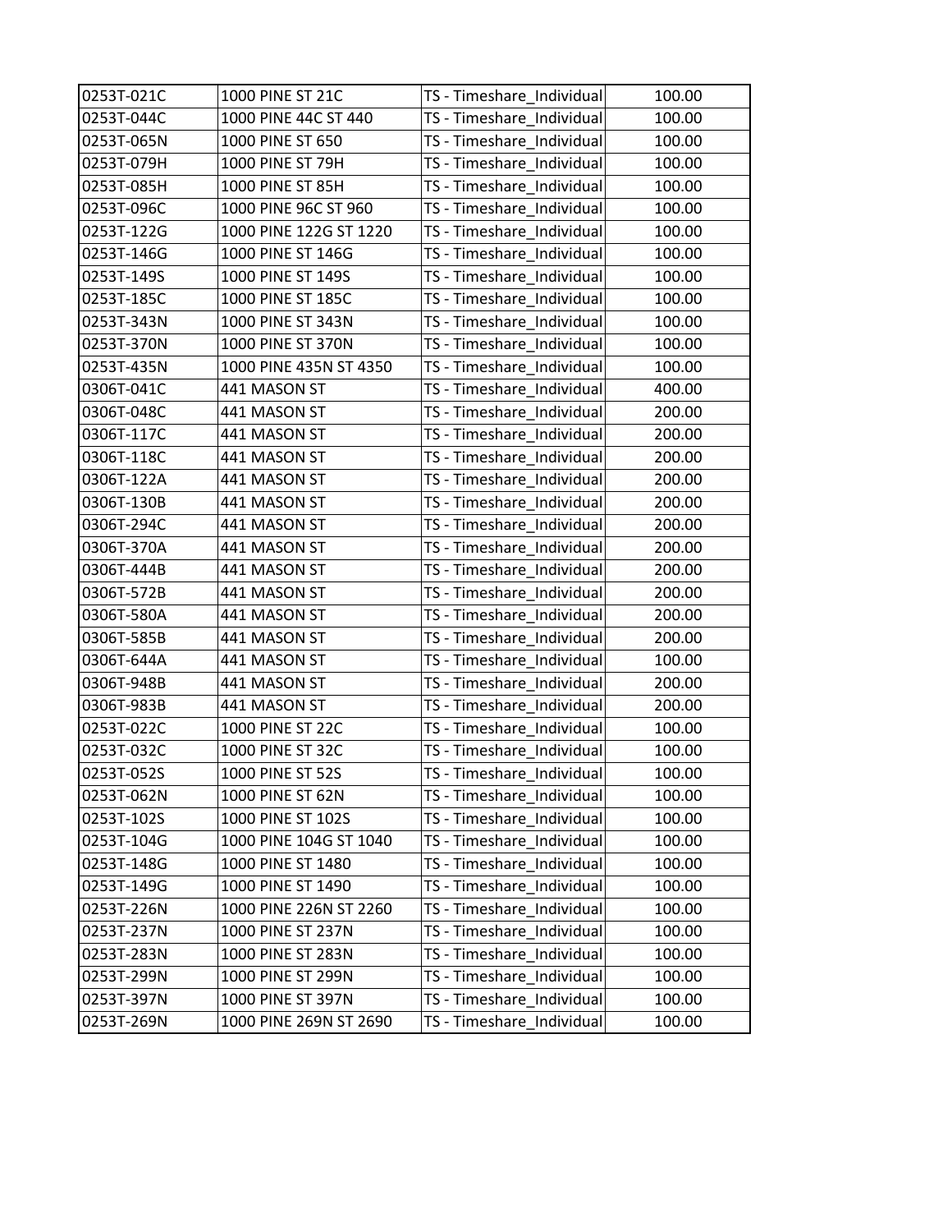| | | | |
|---|---|---|---|
| 0253T-021C | 1000 PINE ST 21C | TS - Timeshare_Individual | 100.00 |
| 0253T-044C | 1000 PINE 44C ST 440 | TS - Timeshare_Individual | 100.00 |
| 0253T-065N | 1000 PINE ST 650 | TS - Timeshare_Individual | 100.00 |
| 0253T-079H | 1000 PINE ST 79H | TS - Timeshare_Individual | 100.00 |
| 0253T-085H | 1000 PINE ST 85H | TS - Timeshare_Individual | 100.00 |
| 0253T-096C | 1000 PINE 96C ST 960 | TS - Timeshare_Individual | 100.00 |
| 0253T-122G | 1000 PINE 122G ST 1220 | TS - Timeshare_Individual | 100.00 |
| 0253T-146G | 1000 PINE ST 146G | TS - Timeshare_Individual | 100.00 |
| 0253T-149S | 1000 PINE ST 149S | TS - Timeshare_Individual | 100.00 |
| 0253T-185C | 1000 PINE ST 185C | TS - Timeshare_Individual | 100.00 |
| 0253T-343N | 1000 PINE ST 343N | TS - Timeshare_Individual | 100.00 |
| 0253T-370N | 1000 PINE ST 370N | TS - Timeshare_Individual | 100.00 |
| 0253T-435N | 1000 PINE 435N ST 4350 | TS - Timeshare_Individual | 100.00 |
| 0306T-041C | 441 MASON ST | TS - Timeshare_Individual | 400.00 |
| 0306T-048C | 441 MASON ST | TS - Timeshare_Individual | 200.00 |
| 0306T-117C | 441 MASON ST | TS - Timeshare_Individual | 200.00 |
| 0306T-118C | 441 MASON ST | TS - Timeshare_Individual | 200.00 |
| 0306T-122A | 441 MASON ST | TS - Timeshare_Individual | 200.00 |
| 0306T-130B | 441 MASON ST | TS - Timeshare_Individual | 200.00 |
| 0306T-294C | 441 MASON ST | TS - Timeshare_Individual | 200.00 |
| 0306T-370A | 441 MASON ST | TS - Timeshare_Individual | 200.00 |
| 0306T-444B | 441 MASON ST | TS - Timeshare_Individual | 200.00 |
| 0306T-572B | 441 MASON ST | TS - Timeshare_Individual | 200.00 |
| 0306T-580A | 441 MASON ST | TS - Timeshare_Individual | 200.00 |
| 0306T-585B | 441 MASON ST | TS - Timeshare_Individual | 200.00 |
| 0306T-644A | 441 MASON ST | TS - Timeshare_Individual | 100.00 |
| 0306T-948B | 441 MASON ST | TS - Timeshare_Individual | 200.00 |
| 0306T-983B | 441 MASON ST | TS - Timeshare_Individual | 200.00 |
| 0253T-022C | 1000 PINE ST 22C | TS - Timeshare_Individual | 100.00 |
| 0253T-032C | 1000 PINE ST 32C | TS - Timeshare_Individual | 100.00 |
| 0253T-052S | 1000 PINE ST 52S | TS - Timeshare_Individual | 100.00 |
| 0253T-062N | 1000 PINE ST 62N | TS - Timeshare_Individual | 100.00 |
| 0253T-102S | 1000 PINE ST 102S | TS - Timeshare_Individual | 100.00 |
| 0253T-104G | 1000 PINE 104G ST 1040 | TS - Timeshare_Individual | 100.00 |
| 0253T-148G | 1000 PINE ST 1480 | TS - Timeshare_Individual | 100.00 |
| 0253T-149G | 1000 PINE ST 1490 | TS - Timeshare_Individual | 100.00 |
| 0253T-226N | 1000 PINE 226N ST 2260 | TS - Timeshare_Individual | 100.00 |
| 0253T-237N | 1000 PINE ST 237N | TS - Timeshare_Individual | 100.00 |
| 0253T-283N | 1000 PINE ST 283N | TS - Timeshare_Individual | 100.00 |
| 0253T-299N | 1000 PINE ST 299N | TS - Timeshare_Individual | 100.00 |
| 0253T-397N | 1000 PINE ST 397N | TS - Timeshare_Individual | 100.00 |
| 0253T-269N | 1000 PINE 269N ST 2690 | TS - Timeshare_Individual | 100.00 |